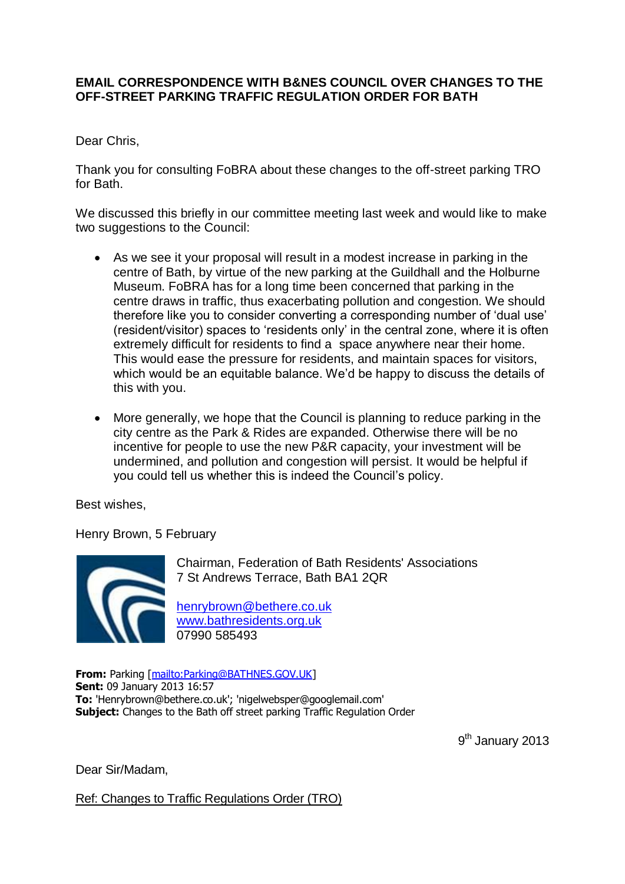**EMAIL CORRESPONDENCE WITH B&NES COUNCIL OVER CHANGES TO THE OFF-STREET PARKING TRAFFIC REGULATION ORDER FOR BATH**

Dear Chris,

Thank you for consulting FoBRA about these changes to the off-street parking TRO for Bath.

We discussed this briefly in our committee meeting last week and would like to make two suggestions to the Council:

- As we see it your proposal will result in a modest increase in parking in the centre of Bath, by virtue of the new parking at the Guildhall and the Holburne Museum. FoBRA has for a long time been concerned that parking in the centre draws in traffic, thus exacerbating pollution and congestion. We should therefore like you to consider converting a corresponding number of 'dual use' (resident/visitor) spaces to 'residents only' in the central zone, where it is often extremely difficult for residents to find a space anywhere near their home. This would ease the pressure for residents, and maintain spaces for visitors, which would be an equitable balance. We'd be happy to discuss the details of this with you.

- More generally, we hope that the Council is planning to reduce parking in the city centre as the Park & Rides are expanded. Otherwise there will be no incentive for people to use the new P&R capacity, your investment will be undermined, and pollution and congestion will persist. It would be helpful if you could tell us whether this is indeed the Council's policy.

Best wishes,

Henry Brown, 5 February

Chairman, Federation of Bath Residents' Associations
7 St Andrews Terrace, Bath BA1 2QR

henrybrown@bethere.co.uk
www.bathresidents.org.uk
07990 585493

**From:** Parking [mailto:Parking@BATHNES.GOV.UK]
**Sent:** 09 January 2013 16:57
**To:** 'Henrybrown@bethere.co.uk'; 'nigelwebsper@googlemail.com'
**Subject:** Changes to the Bath off street parking Traffic Regulation Order

9th January 2013

Dear Sir/Madam,

Ref: Changes to Traffic Regulations Order (TRO)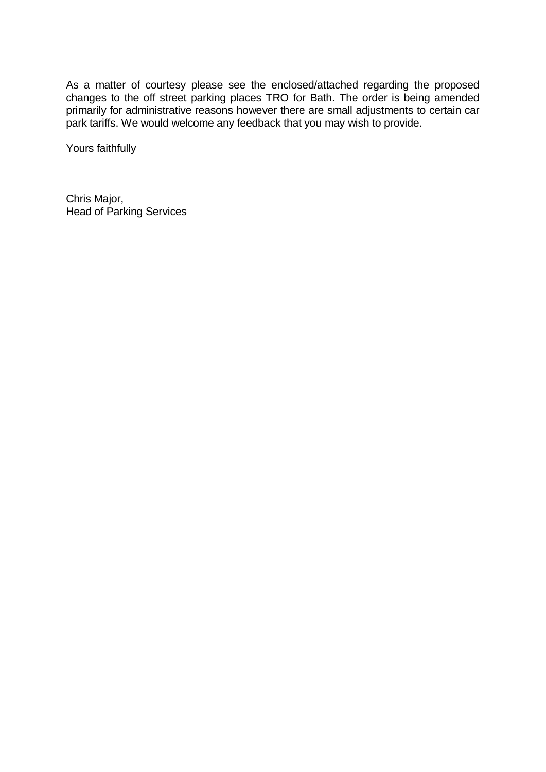As a matter of courtesy please see the enclosed/attached regarding the proposed changes to the off street parking places TRO for Bath. The order is being amended primarily for administrative reasons however there are small adjustments to certain car park tariffs. We would welcome any feedback that you may wish to provide.

Yours faithfully

Chris Major,
Head of Parking Services